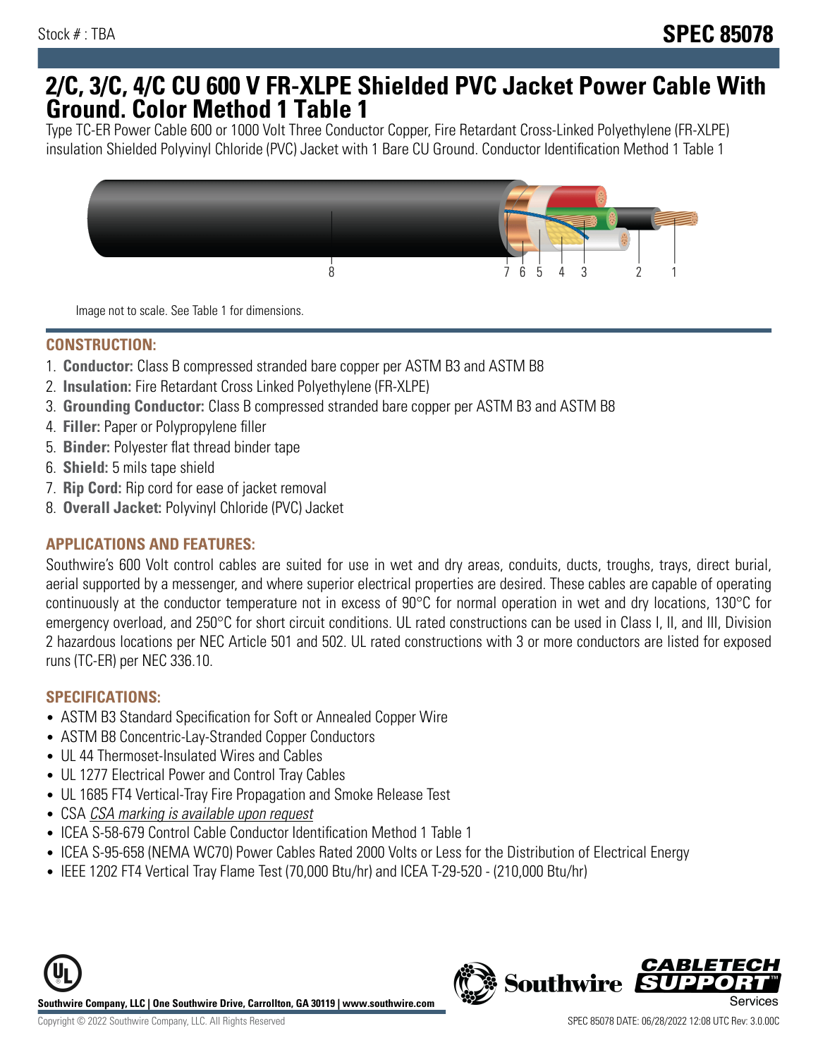Stock # : TBA

# SPEC 85078

# 2/C, 3/C, 4/C CU 600 V FR-XLPE Shielded PVC Jacket Power Cable With Ground. Color Method 1 Table 1

Type TC-ER Power Cable 600 or 1000 Volt Three Conductor Copper, Fire Retardant Cross-Linked Polyethylene (FR-XLPE) insulation Shielded Polyvinyl Chloride (PVC) Jacket with 1 Bare CU Ground. Conductor Identification Method 1 Table 1

8 7 6 5 4 3 2 1

Image not to scale. See Table 1 for dimensions.

## CONSTRUCTION:

1. **Conductor:** Class B compressed stranded bare copper per ASTM B3 and ASTM B8
2. **Insulation:** Fire Retardant Cross Linked Polyethylene (FR-XLPE)
3. **Grounding Conductor:** Class B compressed stranded bare copper per ASTM B3 and ASTM B8
4. **Filler:** Paper or Polypropylene filler
5. **Binder:** Polyester flat thread binder tape
6. **Shield:** 5 mils tape shield
7. **Rip Cord:** Rip cord for ease of jacket removal
8. **Overall Jacket:** Polyvinyl Chloride (PVC) Jacket

## APPLICATIONS AND FEATURES:

Southwire's 600 Volt control cables are suited for use in wet and dry areas, conduits, ducts, troughs, trays, direct burial, aerial supported by a messenger, and where superior electrical properties are desired. These cables are capable of operating continuously at the conductor temperature not in excess of 90°C for normal operation in wet and dry locations, 130°C for emergency overload, and 250°C for short circuit conditions. UL rated constructions can be used in Class I, II, and III, Division 2 hazardous locations per NEC Article 501 and 502. UL rated constructions with 3 or more conductors are listed for exposed runs (TC-ER) per NEC 336.10.

## SPECIFICATIONS:

- ASTM B3 Standard Specification for Soft or Annealed Copper Wire
- ASTM B8 Concentric-Lay-Stranded Copper Conductors
- UL 44 Thermoset-Insulated Wires and Cables
- UL 1277 Electrical Power and Control Tray Cables
- UL 1685 FT4 Vertical-Tray Fire Propagation and Smoke Release Test
- CSA *CSA marking is available upon request*
- ICEA S-58-679 Control Cable Conductor Identification Method 1 Table 1
- ICEA S-95-658 (NEMA WC70) Power Cables Rated 2000 Volts or Less for the Distribution of Electrical Energy
- IEEE 1202 FT4 Vertical Tray Flame Test (70,000 Btu/hr) and ICEA T-29-520 - (210,000 Btu/hr)

**Southwire Company, LLC | One Southwire Drive, Carrollton, GA 30119 | www.southwire.com**

Copyright © 2022 Southwire Company, LLC. All Rights Reserved

SPEC 85078 DATE: 06/28/2022 12:08 UTC Rev: 3.0.00C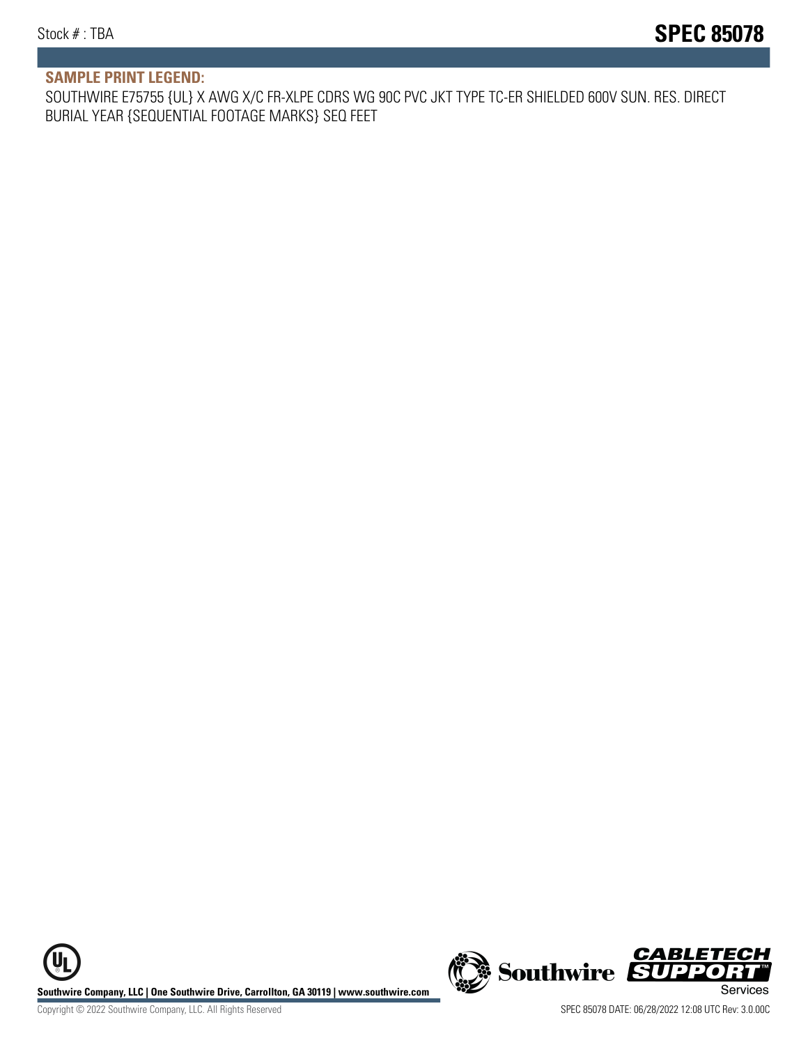## SAMPLE PRINT LEGEND:

SOUTHWIRE E75755 {UL} X AWG X/C FR-XLPE CDRS WG 90C PVC JKT TYPE TC-ER SHIELDED 600V SUN. RES. DIRECT BURIAL YEAR {SEQUENTIAL FOOTAGE MARKS} SEQ FEET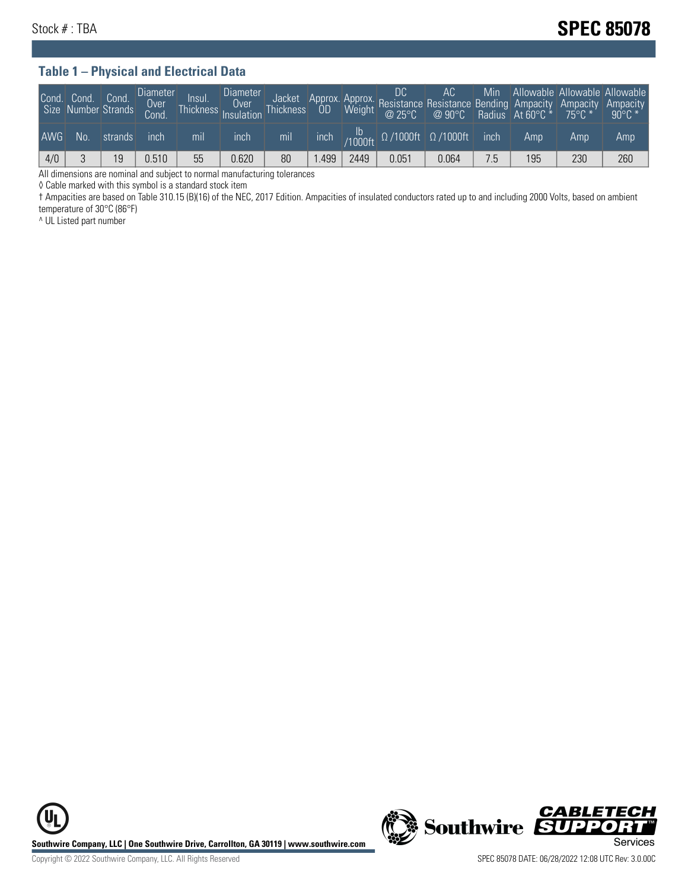### Table 1 – Physical and Electrical Data

| Cond. Size | Cond. Number | Cond. Strands | Diameter Over Cond. | Insul. Thickness | Diameter Over Insulation | Jacket Thickness | Approx. OD | Approx. Weight | DC Resistance @ 25°C | AC Resistance @ 90°C | Min Bending Radius | Allowable Ampacity At 60°C * | Allowable Ampacity 75°C * | Allowable Ampacity 90°C * |
|---|---|---|---|---|---|---|---|---|---|---|---|---|---|---|
| AWG | No. | strands | inch | mil | inch | mil | inch | lb /1000ft | Ω /1000ft | Ω /1000ft | inch | Amp | Amp | Amp |
| 4/0 | 3 | 19 | 0.510 | 55 | 0.620 | 80 | 1.499 | 2449 | 0.051 | 0.064 | 7.5 | 195 | 230 | 260 |

All dimensions are nominal and subject to normal manufacturing tolerances

◊ Cable marked with this symbol is a standard stock item

† Ampacities are based on Table 310.15 (B)(16) of the NEC, 2017 Edition. Ampacities of insulated conductors rated up to and including 2000 Volts, based on ambient temperature of 30°C (86°F)

^ UL Listed part number

**Southwire Company, LLC | One Southwire Drive, Carrollton, GA 30119 | www.southwire.com**

Copyright © 2022 Southwire Company, LLC. All Rights Reserved

SPEC 85078 DATE: 06/28/2022 12:08 UTC Rev: 3.0.00C